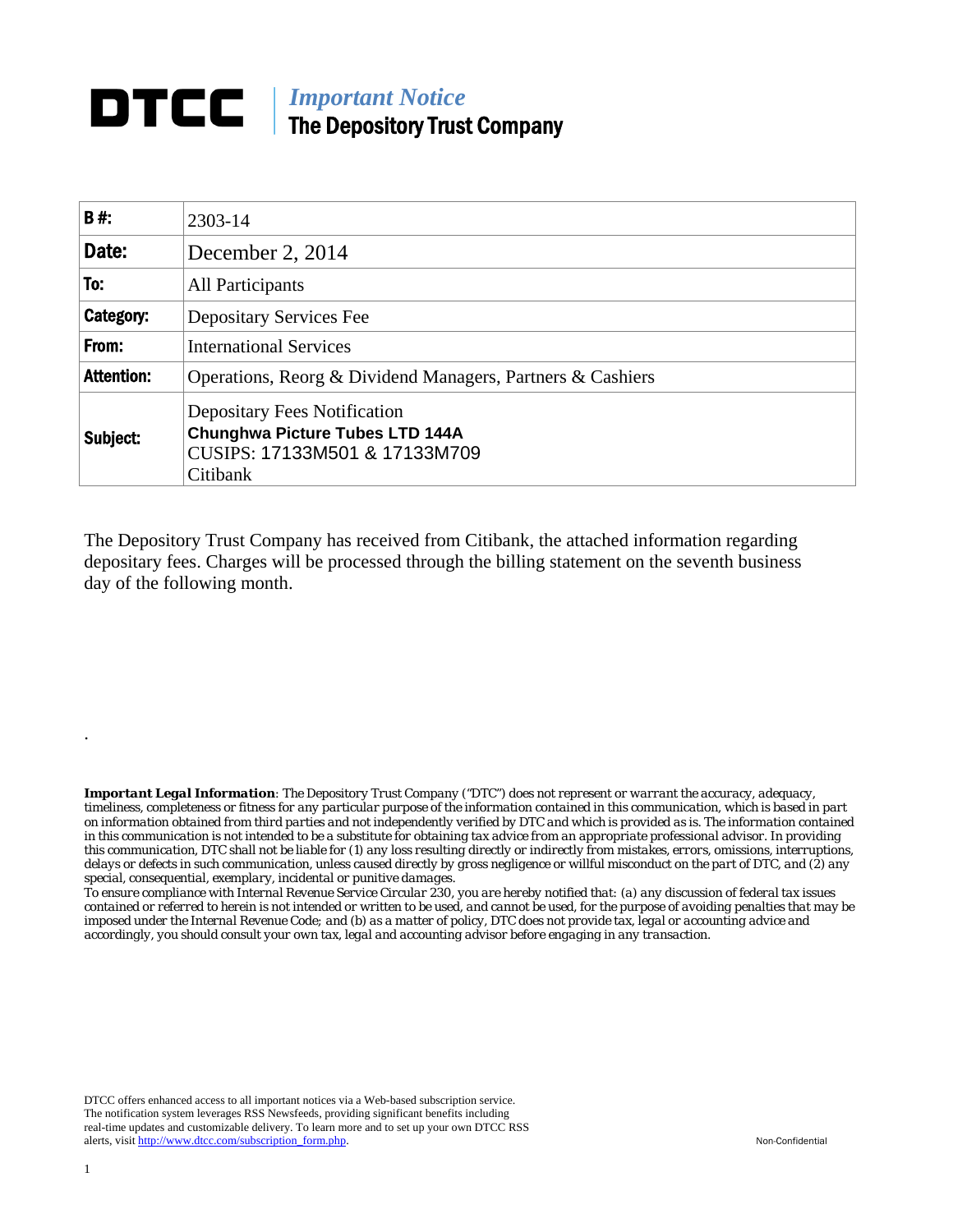# DTCC | *Important Notice*
## The Depository Trust Company

| **B #:** | 2303-14 |
|---|---|
| **Date:** | December 2, 2014 |
| **To:** | All Participants |
| **Category:** | Depositary Services Fee |
| **From:** | International Services |
| **Attention:** | Operations, Reorg & Dividend Managers, Partners & Cashiers |
| **Subject:** | Depositary Fees Notification<br>**Chunghwa Picture Tubes LTD 144A**<br>CUSIPS: 17133M501 & 17133M709<br>Citibank |

The Depository Trust Company has received from Citibank, the attached information regarding depositary fees. Charges will be processed through the billing statement on the seventh business day of the following month.

.

***Important Legal Information****: The Depository Trust Company ("DTC") does not represent or warrant the accuracy, adequacy, timeliness, completeness or fitness for any particular purpose of the information contained in this communication, which is based in part on information obtained from third parties and not independently verified by DTC and which is provided as is. The information contained in this communication is not intended to be a substitute for obtaining tax advice from an appropriate professional advisor. In providing this communication, DTC shall not be liable for (1) any loss resulting directly or indirectly from mistakes, errors, omissions, interruptions, delays or defects in such communication, unless caused directly by gross negligence or willful misconduct on the part of DTC, and (2) any special, consequential, exemplary, incidental or punitive damages.*

*To ensure compliance with Internal Revenue Service Circular 230, you are hereby notified that: (a) any discussion of federal tax issues contained or referred to herein is not intended or written to be used, and cannot be used, for the purpose of avoiding penalties that may be imposed under the Internal Revenue Code; and (b) as a matter of policy, DTC does not provide tax, legal or accounting advice and accordingly, you should consult your own tax, legal and accounting advisor before engaging in any transaction.*

DTCC offers enhanced access to all important notices via a Web-based subscription service. The notification system leverages RSS Newsfeeds, providing significant benefits including real-time updates and customizable delivery. To learn more and to set up your own DTCC RSS alerts, visit http://www.dtcc.com/subscription_form.php.

Non-Confidential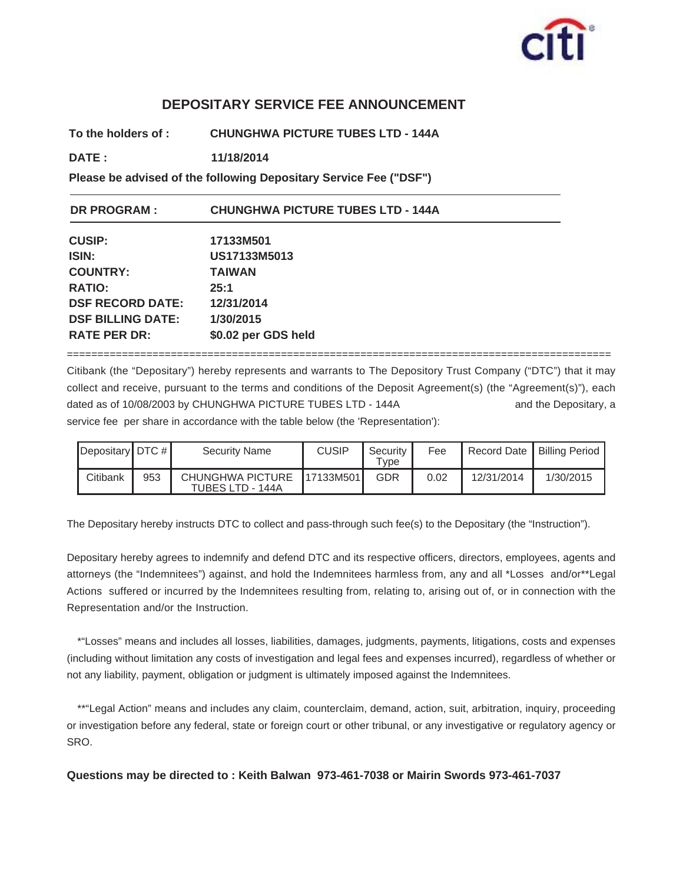## DEPOSITARY SERVICE FEE ANNOUNCEMENT

**To the holders of :** **CHUNGHWA PICTURE TUBES LTD - 144A**

**DATE :** **11/18/2014**

**Please be advised of the following Depositary Service Fee ("DSF")**

---

**DR PROGRAM :** **CHUNGHWA PICTURE TUBES LTD - 144A**

---

**CUSIP:** **17133M501**
**ISIN:** **US17133M5013**
**COUNTRY:** **TAIWAN**
**RATIO:** **25:1**
**DSF RECORD DATE:** **12/31/2014**
**DSF BILLING DATE:** **1/30/2015**
**RATE PER DR:** **$0.02 per GDS held**

==========================================================================================

Citibank (the "Depositary") hereby represents and warrants to The Depository Trust Company ("DTC") that it may collect and receive, pursuant to the terms and conditions of the Deposit Agreement(s) (the "Agreement(s)"), each dated as of 10/08/2003 by CHUNGHWA PICTURE TUBES LTD - 144A and the Depositary, a service fee per share in accordance with the table below (the 'Representation'):

| Depositary | DTC # | Security Name | CUSIP | Security Type | Fee | Record Date | Billing Period |
|---|---|---|---|---|---|---|---|
| Citibank | 953 | CHUNGHWA PICTURE TUBES LTD - 144A | 17133M501 | GDR | 0.02 | 12/31/2014 | 1/30/2015 |

The Depositary hereby instructs DTC to collect and pass-through such fee(s) to the Depositary (the "Instruction").

Depositary hereby agrees to indemnify and defend DTC and its respective officers, directors, employees, agents and attorneys (the "Indemnitees") against, and hold the Indemnitees harmless from, any and all *Losses and/or**Legal Actions suffered or incurred by the Indemnitees resulting from, relating to, arising out of, or in connection with the Representation and/or the Instruction.

*"Losses" means and includes all losses, liabilities, damages, judgments, payments, litigations, costs and expenses (including without limitation any costs of investigation and legal fees and expenses incurred), regardless of whether or not any liability, payment, obligation or judgment is ultimately imposed against the Indemnitees.

**"Legal Action" means and includes any claim, counterclaim, demand, action, suit, arbitration, inquiry, proceeding or investigation before any federal, state or foreign court or other tribunal, or any investigative or regulatory agency or SRO.

**Questions may be directed to : Keith Balwan 973-461-7038 or Mairin Swords 973-461-7037**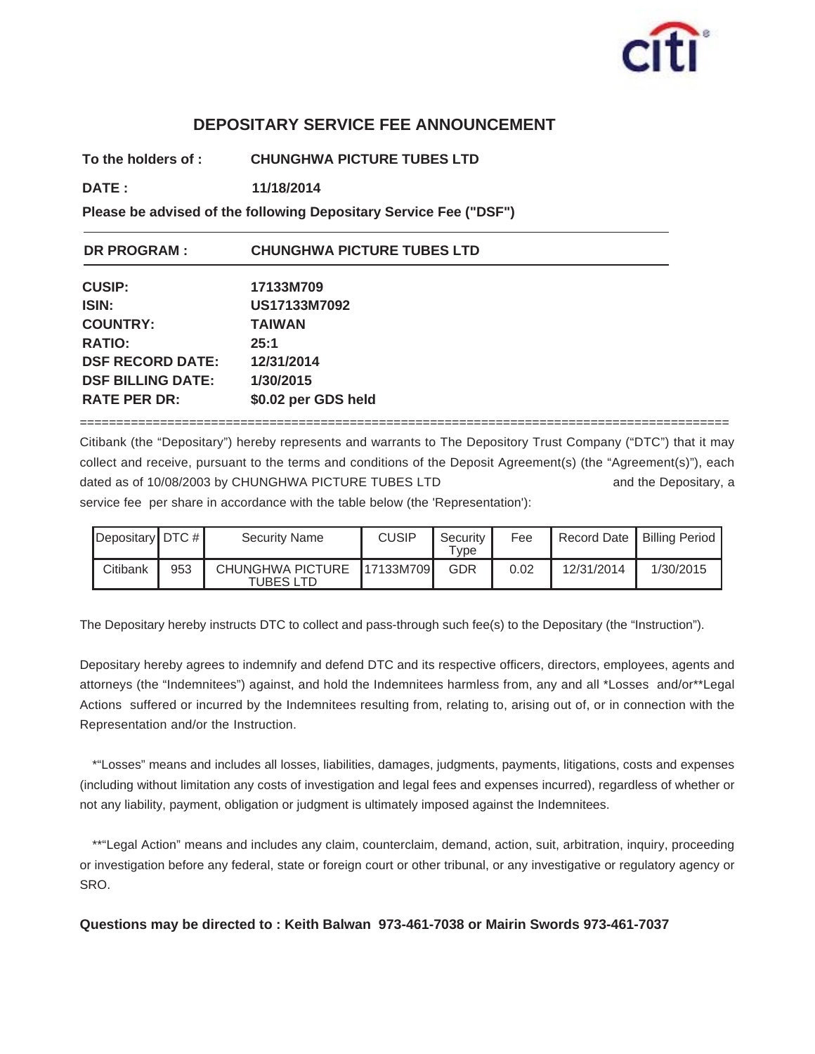## DEPOSITARY SERVICE FEE ANNOUNCEMENT

**To the holders of :** **CHUNGHWA PICTURE TUBES LTD**

**DATE :** **11/18/2014**

**Please be advised of the following Depositary Service Fee ("DSF")**

---

**DR PROGRAM :** **CHUNGHWA PICTURE TUBES LTD**

---

**CUSIP:** **17133M709**
**ISIN:** **US17133M7092**
**COUNTRY:** **TAIWAN**
**RATIO:** **25:1**
**DSF RECORD DATE:** **12/31/2014**
**DSF BILLING DATE:** **1/30/2015**
**RATE PER DR:** **$0.02 per GDS held**

==========================================================================================

Citibank (the "Depositary") hereby represents and warrants to The Depository Trust Company ("DTC") that it may collect and receive, pursuant to the terms and conditions of the Deposit Agreement(s) (the "Agreement(s)"), each dated as of 10/08/2003 by CHUNGHWA PICTURE TUBES LTD and the Depositary, a service fee per share in accordance with the table below (the 'Representation'):

| Depositary | DTC # | Security Name | CUSIP | Security Type | Fee | Record Date | Billing Period |
|---|---|---|---|---|---|---|---|
| Citibank | 953 | CHUNGHWA PICTURE TUBES LTD | 17133M709 | GDR | 0.02 | 12/31/2014 | 1/30/2015 |

The Depositary hereby instructs DTC to collect and pass-through such fee(s) to the Depositary (the "Instruction").

Depositary hereby agrees to indemnify and defend DTC and its respective officers, directors, employees, agents and attorneys (the "Indemnitees") against, and hold the Indemnitees harmless from, any and all *Losses and/or**Legal Actions suffered or incurred by the Indemnitees resulting from, relating to, arising out of, or in connection with the Representation and/or the Instruction.

*"Losses" means and includes all losses, liabilities, damages, judgments, payments, litigations, costs and expenses (including without limitation any costs of investigation and legal fees and expenses incurred), regardless of whether or not any liability, payment, obligation or judgment is ultimately imposed against the Indemnitees.

**"Legal Action" means and includes any claim, counterclaim, demand, action, suit, arbitration, inquiry, proceeding or investigation before any federal, state or foreign court or other tribunal, or any investigative or regulatory agency or SRO.

**Questions may be directed to : Keith Balwan 973-461-7038 or Mairin Swords 973-461-7037**